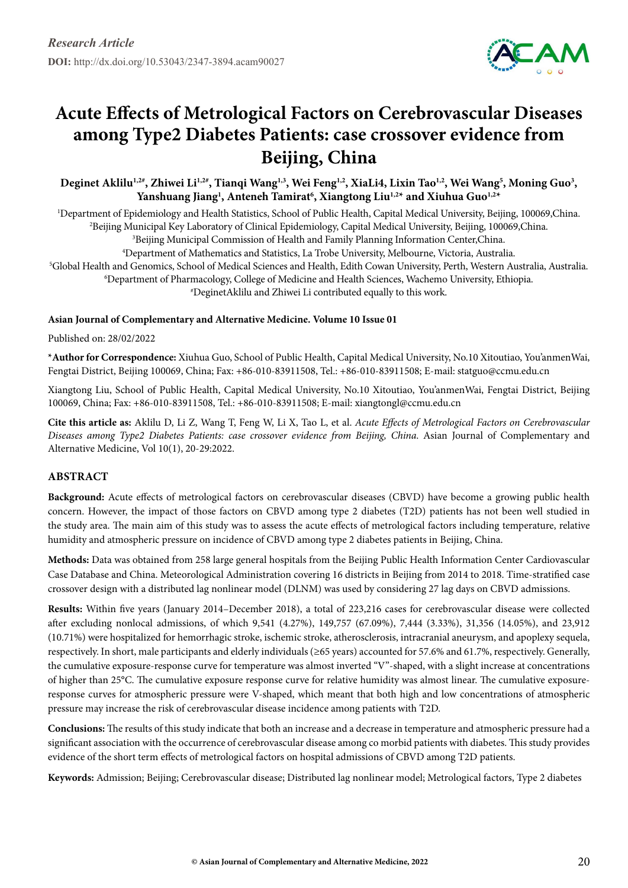*Research Article*

**DOI:** http://dx.doi.org/10.53043/2347-3894.acam90027

# Acute Effects of Metrological Factors on Cerebrovascular Diseases among Type2 Diabetes Patients: case crossover evidence from Beijing, China

**Deginet Aklilu[1,2#], Zhiwei Li[1,2#], Tianqi Wang[1,3], Wei Feng[1,2], XiaLi4, Lixin Tao[1,2], Wei Wang[5], Moning Guo[3], Yanshuang Jiang[1], Anteneh Tamirat[6], Xiangtong Liu[1,2*] and Xiuhua Guo[1,2*]**

[1]Department of Epidemiology and Health Statistics, School of Public Health, Capital Medical University, Beijing, 100069,China.
[2]Beijing Municipal Key Laboratory of Clinical Epidemiology, Capital Medical University, Beijing, 100069,China.
[3]Beijing Municipal Commission of Health and Family Planning Information Center,China.
[4]Department of Mathematics and Statistics, La Trobe University, Melbourne, Victoria, Australia.
[5]Global Health and Genomics, School of Medical Sciences and Health, Edith Cowan University, Perth, Western Australia, Australia.
[6]Department of Pharmacology, College of Medicine and Health Sciences, Wachemo University, Ethiopia.
[#]DeginetAklilu and Zhiwei Li contributed equally to this work.

**Asian Journal of Complementary and Alternative Medicine. Volume 10 Issue 01**

Published on: 28/02/2022

**\*Author for Correspondence:** Xiuhua Guo, School of Public Health, Capital Medical University, No.10 Xitoutiao, You'anmenWai, Fengtai District, Beijing 100069, China; Fax: +86-010-83911508, Tel.: +86-010-83911508; E-mail: statguo@ccmu.edu.cn

Xiangtong Liu, School of Public Health, Capital Medical University, No.10 Xitoutiao, You'anmenWai, Fengtai District, Beijing 100069, China; Fax: +86-010-83911508, Tel.: +86-010-83911508; E-mail: xiangtongl@ccmu.edu.cn

**Cite this article as:** Aklilu D, Li Z, Wang T, Feng W, Li X, Tao L, et al. *Acute Effects of Metrological Factors on Cerebrovascular Diseases among Type2 Diabetes Patients: case crossover evidence from Beijing, China.* Asian Journal of Complementary and Alternative Medicine, Vol 10(1), 20-29:2022.

## ABSTRACT

**Background:** Acute effects of metrological factors on cerebrovascular diseases (CBVD) have become a growing public health concern. However, the impact of those factors on CBVD among type 2 diabetes (T2D) patients has not been well studied in the study area. The main aim of this study was to assess the acute effects of metrological factors including temperature, relative humidity and atmospheric pressure on incidence of CBVD among type 2 diabetes patients in Beijing, China.

**Methods:** Data was obtained from 258 large general hospitals from the Beijing Public Health Information Center Cardiovascular Case Database and China. Meteorological Administration covering 16 districts in Beijing from 2014 to 2018. Time-stratified case crossover design with a distributed lag nonlinear model (DLNM) was used by considering 27 lag days on CBVD admissions.

**Results:** Within five years (January 2014–December 2018), a total of 223,216 cases for cerebrovascular disease were collected after excluding nonlocal admissions, of which 9,541 (4.27%), 149,757 (67.09%), 7,444 (3.33%), 31,356 (14.05%), and 23,912 (10.71%) were hospitalized for hemorrhagic stroke, ischemic stroke, atherosclerosis, intracranial aneurysm, and apoplexy sequela, respectively. In short, male participants and elderly individuals (≥65 years) accounted for 57.6% and 61.7%, respectively. Generally, the cumulative exposure-response curve for temperature was almost inverted "V"-shaped, with a slight increase at concentrations of higher than 25°C. The cumulative exposure response curve for relative humidity was almost linear. The cumulative exposure-response curves for atmospheric pressure were V-shaped, which meant that both high and low concentrations of atmospheric pressure may increase the risk of cerebrovascular disease incidence among patients with T2D.

**Conclusions:** The results of this study indicate that both an increase and a decrease in temperature and atmospheric pressure had a significant association with the occurrence of cerebrovascular disease among co morbid patients with diabetes. This study provides evidence of the short term effects of metrological factors on hospital admissions of CBVD among T2D patients.

**Keywords:** Admission; Beijing; Cerebrovascular disease; Distributed lag nonlinear model; Metrological factors, Type 2 diabetes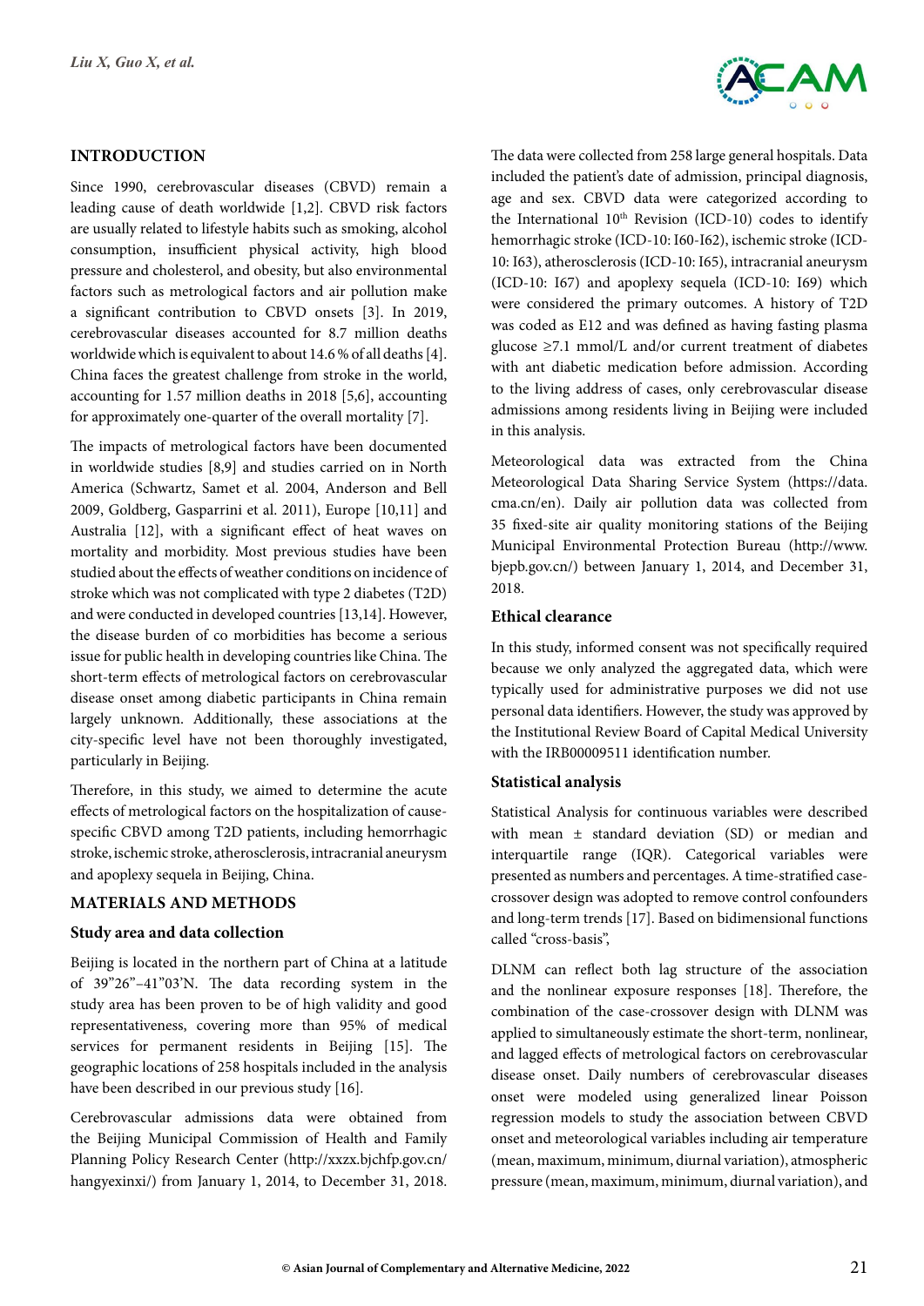## INTRODUCTION

Since 1990, cerebrovascular diseases (CBVD) remain a leading cause of death worldwide [1,2]. CBVD risk factors are usually related to lifestyle habits such as smoking, alcohol consumption, insufficient physical activity, high blood pressure and cholesterol, and obesity, but also environmental factors such as metrological factors and air pollution make a significant contribution to CBVD onsets [3]. In 2019, cerebrovascular diseases accounted for 8.7 million deaths worldwide which is equivalent to about 14.6 % of all deaths [4]. China faces the greatest challenge from stroke in the world, accounting for 1.57 million deaths in 2018 [5,6], accounting for approximately one-quarter of the overall mortality [7].

The impacts of metrological factors have been documented in worldwide studies [8,9] and studies carried on in North America (Schwartz, Samet et al. 2004, Anderson and Bell 2009, Goldberg, Gasparrini et al. 2011), Europe [10,11] and Australia [12], with a significant effect of heat waves on mortality and morbidity. Most previous studies have been studied about the effects of weather conditions on incidence of stroke which was not complicated with type 2 diabetes (T2D) and were conducted in developed countries [13,14]. However, the disease burden of co morbidities has become a serious issue for public health in developing countries like China. The short-term effects of metrological factors on cerebrovascular disease onset among diabetic participants in China remain largely unknown. Additionally, these associations at the city-specific level have not been thoroughly investigated, particularly in Beijing.

Therefore, in this study, we aimed to determine the acute effects of metrological factors on the hospitalization of cause-specific CBVD among T2D patients, including hemorrhage stroke, ischemic stroke, atherosclerosis, intracranial aneurysm and apoplexy sequela in Beijing, China.

## MATERIALS AND METHODS

### Study area and data collection

Beijing is located in the northern part of China at a latitude of 39"26"–41"03'N. The data recording system in the study area has been proven to be of high validity and good representativeness, covering more than 95% of medical services for permanent residents in Beijing [15]. The geographic locations of 258 hospitals included in the analysis have been described in our previous study [16].

Cerebrovascular admissions data were obtained from the Beijing Municipal Commission of Health and Family Planning Policy Research Center (http://xxzx.bjchfp.gov.cn/hangyexinxi/) from January 1, 2014, to December 31, 2018. The data were collected from 258 large general hospitals. Data included the patient's date of admission, principal diagnosis, age and sex. CBVD data were categorized according to the International 10th Revision (ICD-10) codes to identify hemorrhagic stroke (ICD-10: I60-I62), ischemic stroke (ICD-10: I63), atherosclerosis (ICD-10: I65), intracranial aneurysm (ICD-10: I67) and apoplexy sequela (ICD-10: I69) which were considered the primary outcomes. A history of T2D was coded as E12 and was defined as having fasting plasma glucose ≥7.1 mmol/L and/or current treatment of diabetes with ant diabetic medication before admission. According to the living address of cases, only cerebrovascular disease admissions among residents living in Beijing were included in this analysis.

Meteorological data was extracted from the China Meteorological Data Sharing Service System (https://data.cma.cn/en). Daily air pollution data was collected from 35 fixed-site air quality monitoring stations of the Beijing Municipal Environmental Protection Bureau (http://www.bjepb.gov.cn/) between January 1, 2014, and December 31, 2018.

### Ethical clearance

In this study, informed consent was not specifically required because we only analyzed the aggregated data, which were typically used for administrative purposes we did not use personal data identifiers. However, the study was approved by the Institutional Review Board of Capital Medical University with the IRB00009511 identification number.

### Statistical analysis

Statistical Analysis for continuous variables were described with mean ± standard deviation (SD) or median and interquartile range (IQR). Categorical variables were presented as numbers and percentages. A time-stratified case-crossover design was adopted to remove control confounders and long-term trends [17]. Based on bidimensional functions called "cross-basis",

DLNM can reflect both lag structure of the association and the nonlinear exposure responses [18]. Therefore, the combination of the case-crossover design with DLNM was applied to simultaneously estimate the short-term, nonlinear, and lagged effects of metrological factors on cerebrovascular disease onset. Daily numbers of cerebrovascular diseases onset were modeled using generalized linear Poisson regression models to study the association between CBVD onset and meteorological variables including air temperature (mean, maximum, minimum, diurnal variation), atmospheric pressure (mean, maximum, minimum, diurnal variation), and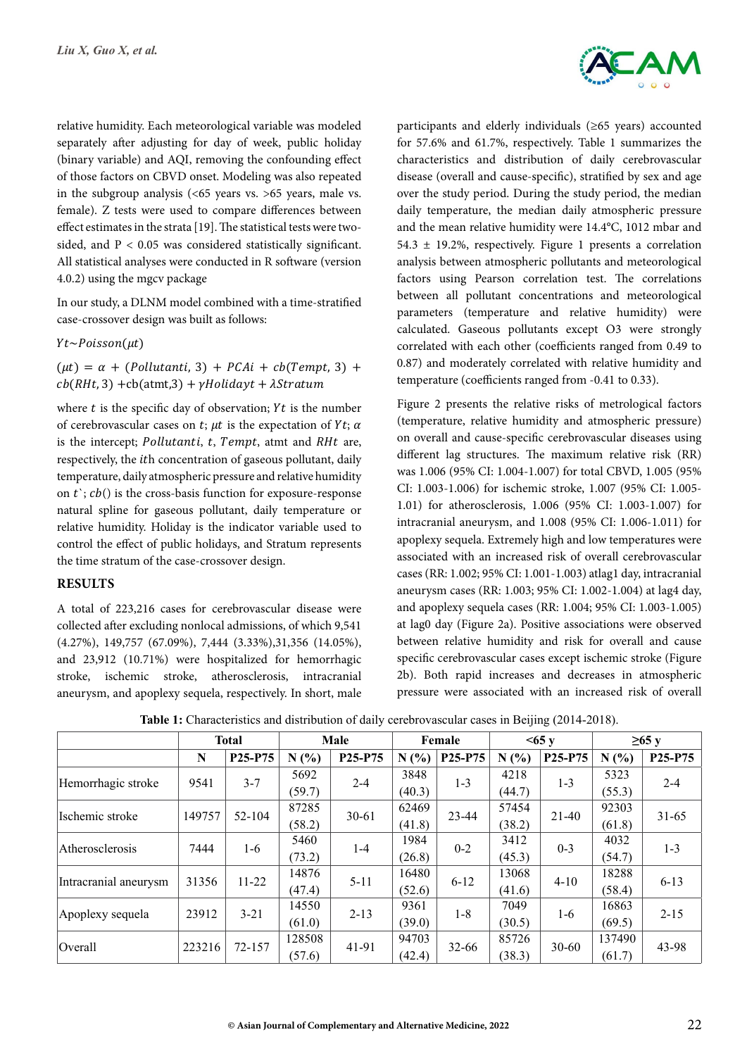relative humidity. Each meteorological variable was modeled separately after adjusting for day of week, public holiday (binary variable) and AQI, removing the confounding effect of those factors on CBVD onset. Modeling was also repeated in the subgroup analysis (<65 years vs. >65 years, male vs. female). Z tests were used to compare differences between effect estimates in the strata [19]. The statistical tests were two-sided, and P < 0.05 was considered statistically significant. All statistical analyses were conducted in R software (version 4.0.2) using the mgcv package

In our study, a DLNM model combined with a time-stratified case-crossover design was built as follows:

$$Yt \sim Poisson(\mu t)$$

$$(\mu t) = \alpha + (Pollutant i, 3) + PCAi + cb(Tempt, 3) + cb(RHt, 3) + cb(atmt, 3) + \gamma Holidayt + \lambda Stratum$$

where $t$ is the specific day of observation; $Yt$ is the number of cerebrovascular cases on $t$; $\mu t$ is the expectation of $Yt$; $\alpha$ is the intercept; $Pollutant i$, $t$, $Tempt$, atmt and $RHt$ are, respectively, the $i$th concentration of gaseous pollutant, daily temperature, daily atmospheric pressure and relative humidity on $t$`; $cb()$ is the cross-basis function for exposure-response natural spline for gaseous pollutant, daily temperature or relative humidity. Holiday is the indicator variable used to control the effect of public holidays, and Stratum represents the time stratum of the case-crossover design.

## RESULTS

A total of 223,216 cases for cerebrovascular disease were collected after excluding nonlocal admissions, of which 9,541 (4.27%), 149,757 (67.09%), 7,444 (3.33%),31,356 (14.05%), and 23,912 (10.71%) were hospitalized for hemorrhagic stroke, ischemic stroke, atherosclerosis, intracranial aneurysm, and apoplexy sequela, respectively. In short, male participants and elderly individuals (≥65 years) accounted for 57.6% and 61.7%, respectively. Table 1 summarizes the characteristics and distribution of daily cerebrovascular disease (overall and cause-specific), stratified by sex and age over the study period. During the study period, the median daily temperature, the median daily atmospheric pressure and the mean relative humidity were 14.4°C, 1012 mbar and 54.3 ± 19.2%, respectively. Figure 1 presents a correlation analysis between atmospheric pollutants and meteorological factors using Pearson correlation test. The correlations between all pollutant concentrations and meteorological parameters (temperature and relative humidity) were calculated. Gaseous pollutants except O3 were strongly correlated with each other (coefficients ranged from 0.49 to 0.87) and moderately correlated with relative humidity and temperature (coefficients ranged from -0.41 to 0.33).

Figure 2 presents the relative risks of metrological factors (temperature, relative humidity and atmospheric pressure) on overall and cause-specific cerebrovascular diseases using different lag structures. The maximum relative risk (RR) was 1.006 (95% CI: 1.004-1.007) for total CBVD, 1.005 (95% CI: 1.003-1.006) for ischemic stroke, 1.007 (95% CI: 1.005-1.01) for atherosclerosis, 1.006 (95% CI: 1.003-1.007) for intracranial aneurysm, and 1.008 (95% CI: 1.006-1.011) for apoplexy sequela. Extremely high and low temperatures were associated with an increased risk of overall cerebrovascular cases (RR: 1.002; 95% CI: 1.001-1.003) atlag1 day, intracranial aneurysm cases (RR: 1.003; 95% CI: 1.002-1.004) at lag4 day, and apoplexy sequela cases (RR: 1.004; 95% CI: 1.003-1.005) at lag0 day (Figure 2a). Positive associations were observed between relative humidity and risk for overall and cause specific cerebrovascular cases except ischemic stroke (Figure 2b). Both rapid increases and decreases in atmospheric pressure were associated with an increased risk of overall

**Table 1:** Characteristics and distribution of daily cerebrovascular cases in Beijing (2014-2018).

| | Total | | Male | | Female | | <65 y | | ≥65 y | |
|---|---|---|---|---|---|---|---|---|---|---|
| | N | P25-P75 | N (%) | P25-P75 | N (%) | P25-P75 | N (%) | P25-P75 | N (%) | P25-P75 |
| Hemorrhagic stroke | 9541 | 3-7 | 5692 (59.7) | 2-4 | 3848 (40.3) | 1-3 | 4218 (44.7) | 1-3 | 5323 (55.3) | 2-4 |
| Ischemic stroke | 149757 | 52-104 | 87285 (58.2) | 30-61 | 62469 (41.8) | 23-44 | 57454 (38.2) | 21-40 | 92303 (61.8) | 31-65 |
| Atherosclerosis | 7444 | 1-6 | 5460 (73.2) | 1-4 | 1984 (26.8) | 0-2 | 3412 (45.3) | 0-3 | 4032 (54.7) | 1-3 |
| Intracranial aneurysm | 31356 | 11-22 | 14876 (47.4) | 5-11 | 16480 (52.6) | 6-12 | 13068 (41.6) | 4-10 | 18288 (58.4) | 6-13 |
| Apoplexy sequela | 23912 | 3-21 | 14550 (61.0) | 2-13 | 9361 (39.0) | 1-8 | 7049 (30.5) | 1-6 | 16863 (69.5) | 2-15 |
| Overall | 223216 | 72-157 | 128508 (57.6) | 41-91 | 94703 (42.4) | 32-66 | 85726 (38.3) | 30-60 | 137490 (61.7) | 43-98 |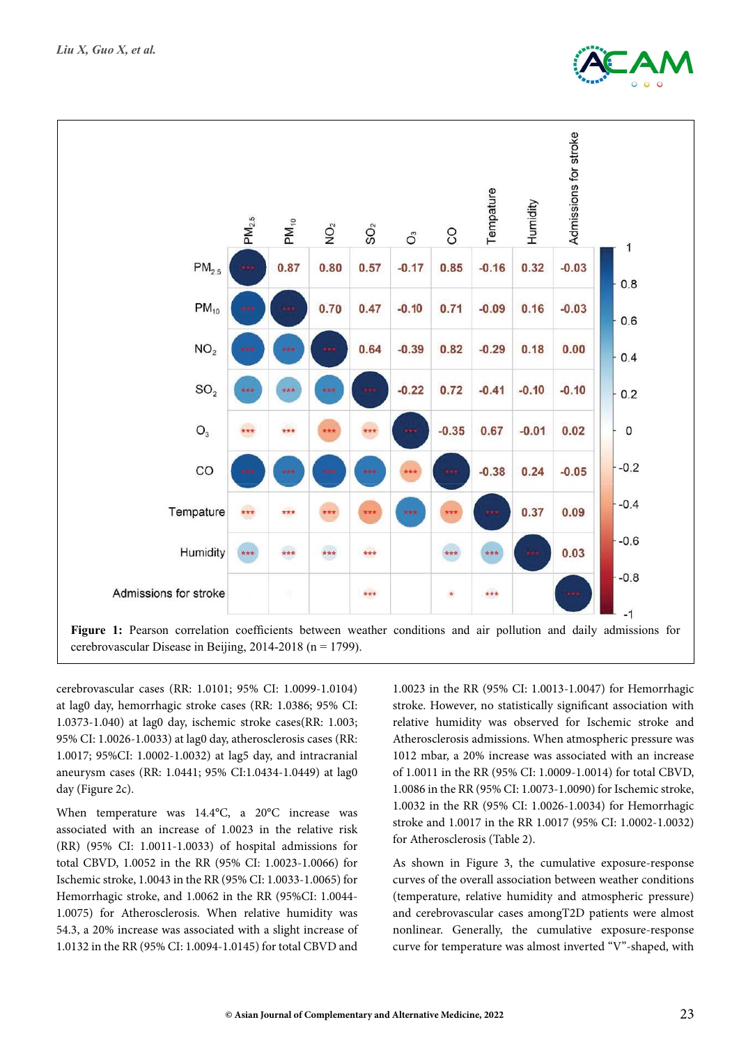**Figure 1:** Pearson correlation coefficients between weather conditions and air pollution and daily admissions for cerebrovascular Disease in Beijing, 2014-2018 (n = 1799).

cerebrovascular cases (RR: 1.0101; 95% CI: 1.0099-1.0104) at lag0 day, hemorrhagic stroke cases (RR: 1.0386; 95% CI: 1.0373-1.040) at lag0 day, ischemic stroke cases(RR: 1.003; 95% CI: 1.0026-1.0033) at lag0 day, atherosclerosis cases (RR: 1.0017; 95%CI: 1.0002-1.0032) at lag5 day, and intracranial aneurysm cases (RR: 1.0441; 95% CI:1.0434-1.0449) at lag0 day (Figure 2c).

When temperature was 14.4°C, a 20°C increase was associated with an increase of 1.0023 in the relative risk (RR) (95% CI: 1.0011-1.0033) of hospital admissions for total CBVD, 1.0052 in the RR (95% CI: 1.0023-1.0066) for Ischemic stroke, 1.0043 in the RR (95% CI: 1.0033-1.0065) for Hemorrhagic stroke, and 1.0062 in the RR (95%CI: 1.0044-1.0075) for Atherosclerosis. When relative humidity was 54.3, a 20% increase was associated with a slight increase of 1.0132 in the RR (95% CI: 1.0094-1.0145) for total CBVD and 1.0023 in the RR (95% CI: 1.0013-1.0047) for Hemorrhagic stroke. However, no statistically significant association with relative humidity was observed for Ischemic stroke and Atherosclerosis admissions. When atmospheric pressure was 1012 mbar, a 20% increase was associated with an increase of 1.0011 in the RR (95% CI: 1.0009-1.0014) for total CBVD, 1.0086 in the RR (95% CI: 1.0073-1.0090) for Ischemic stroke, 1.0032 in the RR (95% CI: 1.0026-1.0034) for Hemorrhagic stroke and 1.0017 in the RR 1.0017 (95% CI: 1.0002-1.0032) for Atherosclerosis (Table 2).

As shown in Figure 3, the cumulative exposure-response curves of the overall association between weather conditions (temperature, relative humidity and atmospheric pressure) and cerebrovascular cases amongT2D patients were almost nonlinear. Generally, the cumulative exposure-response curve for temperature was almost inverted "V"-shaped, with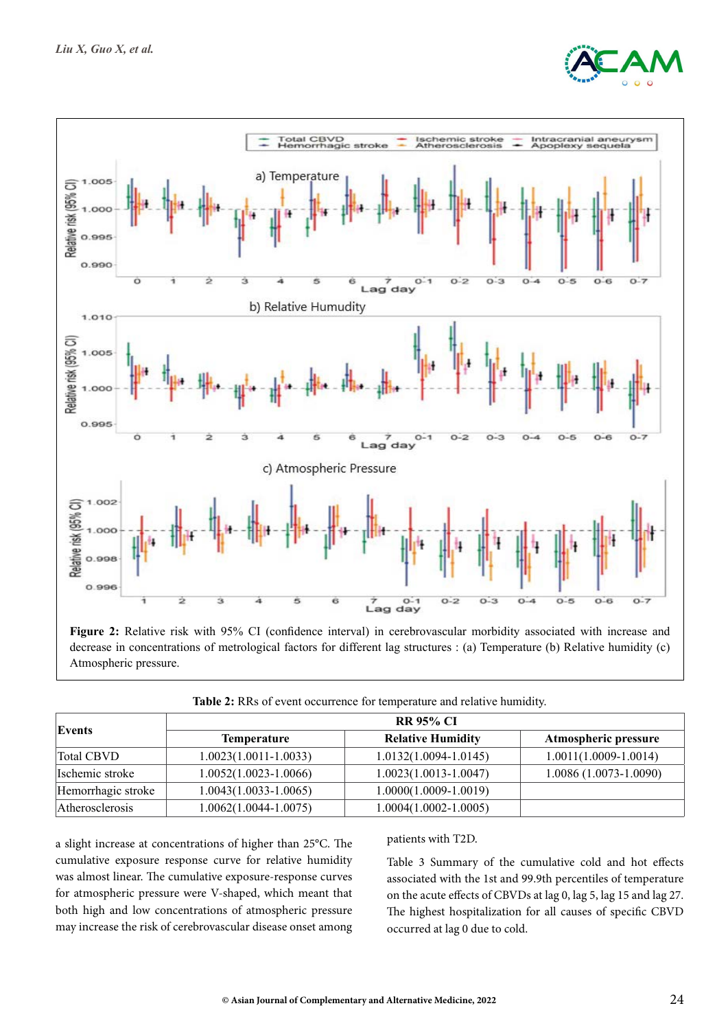**Figure 2:** Relative risk with 95% CI (confidence interval) in cerebrovascular morbidity associated with increase and decrease in concentrations of metrological factors for different lag structures : (a) Temperature (b) Relative humidity (c) Atmospheric pressure.

**Table 2:** RRs of event occurrence for temperature and relative humidity.

| Events | RR 95% CI | | |
|---|---|---|---|
| | Temperature | Relative Humidity | Atmospheric pressure |
| Total CBVD | 1.0023(1.0011-1.0033) | 1.0132(1.0094-1.0145) | 1.0011(1.0009-1.0014) |
| Ischemic stroke | 1.0052(1.0023-1.0066) | 1.0023(1.0013-1.0047) | 1.0086 (1.0073-1.0090) |
| Hemorrhagic stroke | 1.0043(1.0033-1.0065) | 1.0000(1.0009-1.0019) | |
| Atherosclerosis | 1.0062(1.0044-1.0075) | 1.0004(1.0002-1.0005) | |

a slight increase at concentrations of higher than 25°C. The cumulative exposure response curve for relative humidity was almost linear. The cumulative exposure-response curves for atmospheric pressure were V-shaped, which meant that both high and low concentrations of atmospheric pressure may increase the risk of cerebrovascular disease onset among patients with T2D.

Table 3 Summary of the cumulative cold and hot effects associated with the 1st and 99.9th percentiles of temperature on the acute effects of CBVDs at lag 0, lag 5, lag 15 and lag 27. The highest hospitalization for all causes of specific CBVD occurred at lag 0 due to cold.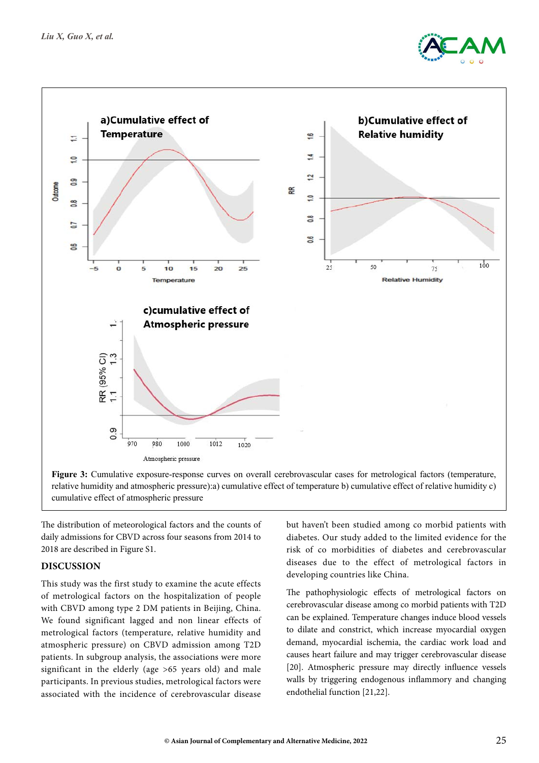**Figure 3:** Cumulative exposure-response curves on overall cerebrovascular cases for metrological factors (temperature, relative humidity and atmospheric pressure):a) cumulative effect of temperature b) cumulative effect of relative humidity c) cumulative effect of atmospheric pressure

The distribution of meteorological factors and the counts of daily admissions for CBVD across four seasons from 2014 to 2018 are described in Figure S1.

## DISCUSSION

This study was the first study to examine the acute effects of metrological factors on the hospitalization of people with CBVD among type 2 DM patients in Beijing, China. We found significant lagged and non linear effects of metrological factors (temperature, relative humidity and atmospheric pressure) on CBVD admission among T2D patients. In subgroup analysis, the associations were more significant in the elderly (age >65 years old) and male participants. In previous studies, metrological factors were associated with the incidence of cerebrovascular disease but haven't been studied among co morbid patients with diabetes. Our study added to the limited evidence for the risk of co morbidities of diabetes and cerebrovascular diseases due to the effect of metrological factors in developing countries like China.

The pathophysiologic effects of metrological factors on cerebrovascular disease among co morbid patients with T2D can be explained. Temperature changes induce blood vessels to dilate and constrict, which increase myocardial oxygen demand, myocardial ischemia, the cardiac work load and causes heart failure and may trigger cerebrovascular disease [20]. Atmospheric pressure may directly influence vessels walls by triggering endogenous inflammory and changing endothelial function [21,22].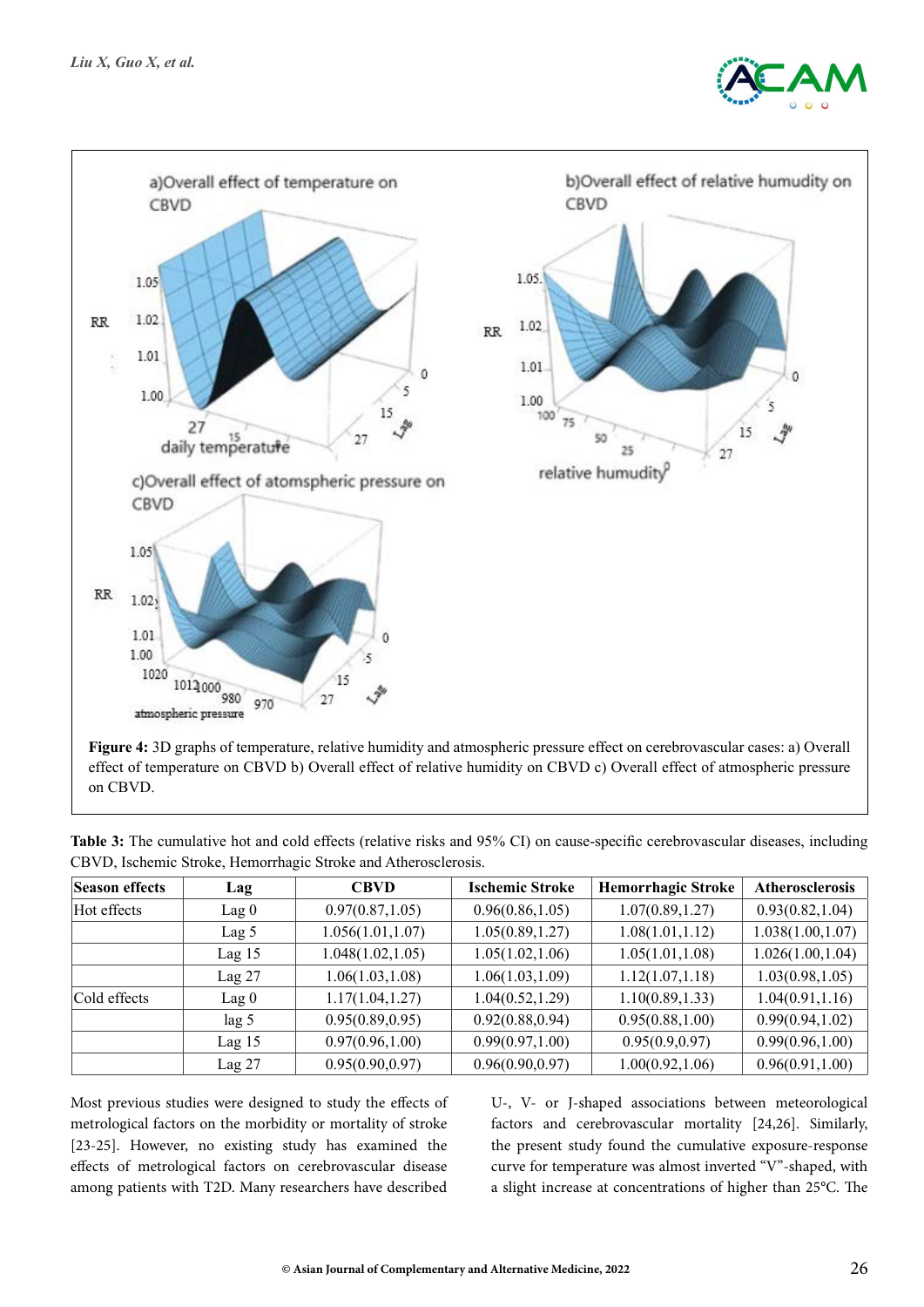**Figure 4:** 3D graphs of temperature, relative humidity and atmospheric pressure effect on cerebrovascular cases: a) Overall effect of temperature on CBVD b) Overall effect of relative humidity on CBVD c) Overall effect of atmospheric pressure on CBVD.

**Table 3:** The cumulative hot and cold effects (relative risks and 95% CI) on cause-specific cerebrovascular diseases, including CBVD, Ischemic Stroke, Hemorrhagic Stroke and Atherosclerosis.

| Season effects | Lag | CBVD | Ischemic Stroke | Hemorrhagic Stroke | Atherosclerosis |
|---|---|---|---|---|---|
| Hot effects | Lag 0 | 0.97(0.87,1.05) | 0.96(0.86,1.05) | 1.07(0.89,1.27) | 0.93(0.82,1.04) |
| | Lag 5 | 1.056(1.01,1.07) | 1.05(0.89,1.27) | 1.08(1.01,1.12) | 1.038(1.00,1.07) |
| | Lag 15 | 1.048(1.02,1.05) | 1.05(1.02,1.06) | 1.05(1.01,1.08) | 1.026(1.00,1.04) |
| | Lag 27 | 1.06(1.03,1.08) | 1.06(1.03,1.09) | 1.12(1.07,1.18) | 1.03(0.98,1.05) |
| Cold effects | Lag 0 | 1.17(1.04,1.27) | 1.04(0.52,1.29) | 1.10(0.89,1.33) | 1.04(0.91,1.16) |
| | lag 5 | 0.95(0.89,0.95) | 0.92(0.88,0.94) | 0.95(0.88,1.00) | 0.99(0.94,1.02) |
| | Lag 15 | 0.97(0.96,1.00) | 0.99(0.97,1.00) | 0.95(0.9,0.97) | 0.99(0.96,1.00) |
| | Lag 27 | 0.95(0.90,0.97) | 0.96(0.90,0.97) | 1.00(0.92,1.06) | 0.96(0.91,1.00) |

Most previous studies were designed to study the effects of metrological factors on the morbidity or mortality of stroke [23-25]. However, no existing study has examined the effects of metrological factors on cerebrovascular disease among patients with T2D. Many researchers have described U-, V- or J-shaped associations between meteorological factors and cerebrovascular mortality [24,26]. Similarly, the present study found the cumulative exposure-response curve for temperature was almost inverted "V"-shaped, with a slight increase at concentrations of higher than 25°C. The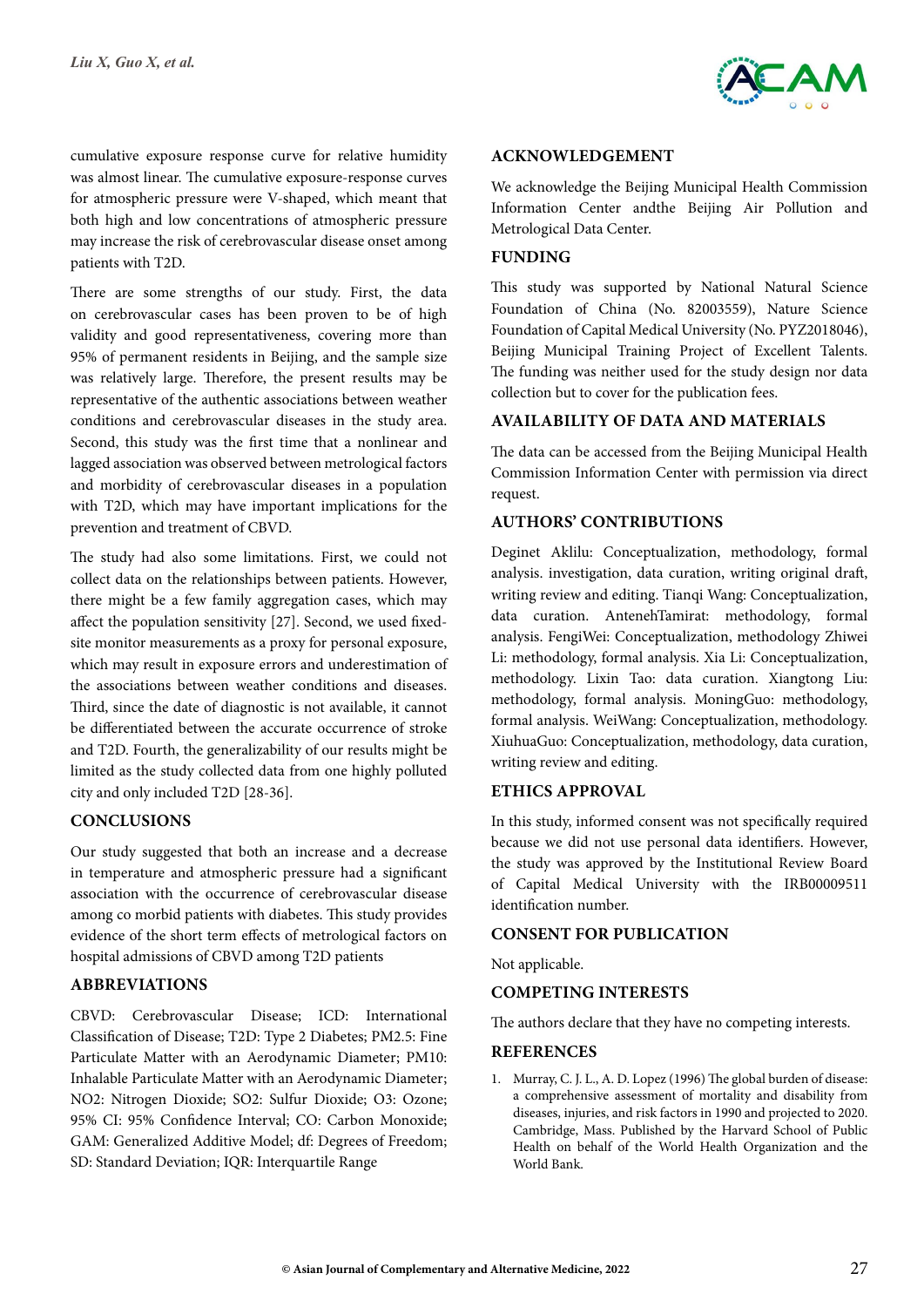cumulative exposure response curve for relative humidity was almost linear. The cumulative exposure-response curves for atmospheric pressure were V-shaped, which meant that both high and low concentrations of atmospheric pressure may increase the risk of cerebrovascular disease onset among patients with T2D.

There are some strengths of our study. First, the data on cerebrovascular cases has been proven to be of high validity and good representativeness, covering more than 95% of permanent residents in Beijing, and the sample size was relatively large. Therefore, the present results may be representative of the authentic associations between weather conditions and cerebrovascular diseases in the study area. Second, this study was the first time that a nonlinear and lagged association was observed between metrological factors and morbidity of cerebrovascular diseases in a population with T2D, which may have important implications for the prevention and treatment of CBVD.

The study had also some limitations. First, we could not collect data on the relationships between patients. However, there might be a few family aggregation cases, which may affect the population sensitivity [27]. Second, we used fixed-site monitor measurements as a proxy for personal exposure, which may result in exposure errors and underestimation of the associations between weather conditions and diseases. Third, since the date of diagnostic is not available, it cannot be differentiated between the accurate occurrence of stroke and T2D. Fourth, the generalizability of our results might be limited as the study collected data from one highly polluted city and only included T2D [28-36].

## CONCLUSIONS

Our study suggested that both an increase and a decrease in temperature and atmospheric pressure had a significant association with the occurrence of cerebrovascular disease among co morbid patients with diabetes. This study provides evidence of the short term effects of metrological factors on hospital admissions of CBVD among T2D patients

## ABBREVIATIONS

CBVD: Cerebrovascular Disease; ICD: International Classification of Disease; T2D: Type 2 Diabetes; PM2.5: Fine Particulate Matter with an Aerodynamic Diameter; PM10: Inhalable Particulate Matter with an Aerodynamic Diameter; NO2: Nitrogen Dioxide; SO2: Sulfur Dioxide; O3: Ozone; 95% CI: 95% Confidence Interval; CO: Carbon Monoxide; GAM: Generalized Additive Model; df: Degrees of Freedom; SD: Standard Deviation; IQR: Interquartile Range

## ACKNOWLEDGEMENT

We acknowledge the Beijing Municipal Health Commission Information Center andthe Beijing Air Pollution and Metrological Data Center.

## FUNDING

This study was supported by National Natural Science Foundation of China (No. 82003559), Nature Science Foundation of Capital Medical University (No. PYZ2018046), Beijing Municipal Training Project of Excellent Talents. The funding was neither used for the study design nor data collection but to cover for the publication fees.

## AVAILABILITY OF DATA AND MATERIALS

The data can be accessed from the Beijing Municipal Health Commission Information Center with permission via direct request.

## AUTHORS' CONTRIBUTIONS

Deginet Aklilu: Conceptualization, methodology, formal analysis. investigation, data curation, writing original draft, writing review and editing. Tianqi Wang: Conceptualization, data curation. AntenehTamirat: methodology, formal analysis. FengiWei: Conceptualization, methodology Zhiwei Li: methodology, formal analysis. Xia Li: Conceptualization, methodology. Lixin Tao: data curation. Xiangtong Liu: methodology, formal analysis. MoningGuo: methodology, formal analysis. WeiWang: Conceptualization, methodology. XiuhuaGuo: Conceptualization, methodology, data curation, writing review and editing.

## ETHICS APPROVAL

In this study, informed consent was not specifically required because we did not use personal data identifiers. However, the study was approved by the Institutional Review Board of Capital Medical University with the IRB00009511 identification number.

## CONSENT FOR PUBLICATION

Not applicable.

## COMPETING INTERESTS

The authors declare that they have no competing interests.

## REFERENCES

1. Murray, C. J. L., A. D. Lopez (1996) The global burden of disease: a comprehensive assessment of mortality and disability from diseases, injuries, and risk factors in 1990 and projected to 2020. Cambridge, Mass. Published by the Harvard School of Public Health on behalf of the World Health Organization and the World Bank.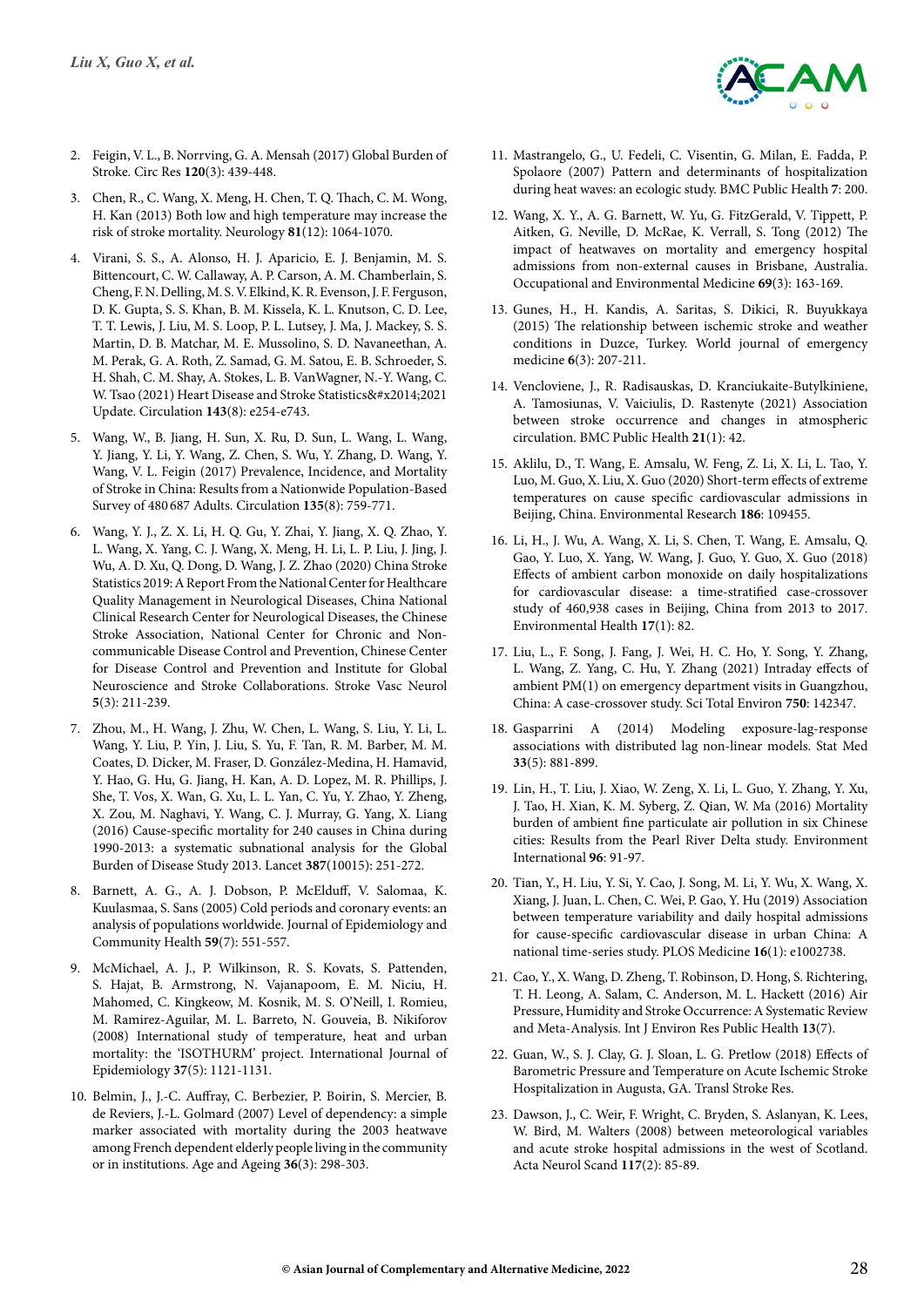2. Feigin, V. L., B. Norrving, G. A. Mensah (2017) Global Burden of Stroke. Circ Res **120**(3): 439-448.

3. Chen, R., C. Wang, X. Meng, H. Chen, T. Q. Thach, C. M. Wong, H. Kan (2013) Both low and high temperature may increase the risk of stroke mortality. Neurology **81**(12): 1064-1070.

4. Virani, S. S., A. Alonso, H. J. Aparicio, E. J. Benjamin, M. S. Bittencourt, C. W. Callaway, A. P. Carson, A. M. Chamberlain, S. Cheng, F. N. Delling, M. S. V. Elkind, K. R. Evenson, J. F. Ferguson, D. K. Gupta, S. S. Khan, B. M. Kissela, K. L. Knutson, C. D. Lee, T. T. Lewis, J. Liu, M. S. Loop, P. L. Lutsey, J. Ma, J. Mackey, S. S. Martin, D. B. Matchar, M. E. Mussolino, S. D. Navaneethan, A. M. Perak, G. A. Roth, Z. Samad, G. M. Satou, E. B. Schroeder, S. H. Shah, C. M. Shay, A. Stokes, L. B. VanWagner, N.-Y. Wang, C. W. Tsao (2021) Heart Disease and Stroke Statistics&#x2014;2021 Update. Circulation **143**(8): e254-e743.

5. Wang, W., B. Jiang, H. Sun, X. Ru, D. Sun, L. Wang, L. Wang, Y. Jiang, Y. Li, Y. Wang, Z. Chen, S. Wu, Y. Zhang, D. Wang, Y. Wang, V. L. Feigin (2017) Prevalence, Incidence, and Mortality of Stroke in China: Results from a Nationwide Population-Based Survey of 480 687 Adults. Circulation **135**(8): 759-771.

6. Wang, Y. J., Z. X. Li, H. Q. Gu, Y. Zhai, Y. Jiang, X. Q. Zhao, Y. L. Wang, X. Yang, C. J. Wang, X. Meng, H. Li, L. P. Liu, J. Jing, J. Wu, A. D. Xu, Q. Dong, D. Wang, J. Z. Zhao (2020) China Stroke Statistics 2019: A Report From the National Center for Healthcare Quality Management in Neurological Diseases, China National Clinical Research Center for Neurological Diseases, the Chinese Stroke Association, National Center for Chronic and Non-communicable Disease Control and Prevention, Chinese Center for Disease Control and Prevention and Institute for Global Neuroscience and Stroke Collaborations. Stroke Vasc Neurol **5**(3): 211-239.

7. Zhou, M., H. Wang, J. Zhu, W. Chen, L. Wang, S. Liu, Y. Li, L. Wang, Y. Liu, P. Yin, J. Liu, S. Yu, F. Tan, R. M. Barber, M. M. Coates, D. Dicker, M. Fraser, D. González-Medina, H. Hamavid, Y. Hao, G. Hu, G. Jiang, H. Kan, A. D. Lopez, M. R. Phillips, J. She, T. Vos, X. Wan, G. Xu, L. L. Yan, C. Yu, Y. Zhao, Y. Zheng, X. Zou, M. Naghavi, Y. Wang, C. J. Murray, G. Yang, X. Liang (2016) Cause-specific mortality for 240 causes in China during 1990-2013: a systematic subnational analysis for the Global Burden of Disease Study 2013. Lancet **387**(10015): 251-272.

8. Barnett, A. G., A. J. Dobson, P. McElduff, V. Salomaa, K. Kuulasmaa, S. Sans (2005) Cold periods and coronary events: an analysis of populations worldwide. Journal of Epidemiology and Community Health **59**(7): 551-557.

9. McMichael, A. J., P. Wilkinson, R. S. Kovats, S. Pattenden, S. Hajat, B. Armstrong, N. Vajanapoom, E. M. Niciu, H. Mahomed, C. Kingkeow, M. Kosnik, M. S. O'Neill, I. Romieu, M. Ramirez-Aguilar, M. L. Barreto, N. Gouveia, B. Nikiforov (2008) International study of temperature, heat and urban mortality: the 'ISOTHURM' project. International Journal of Epidemiology **37**(5): 1121-1131.

10. Belmin, J., J.-C. Auffray, C. Berbezier, P. Boirin, S. Mercier, B. de Reviers, J.-L. Golmard (2007) Level of dependency: a simple marker associated with mortality during the 2003 heatwave among French dependent elderly people living in the community or in institutions. Age and Ageing **36**(3): 298-303.

11. Mastrangelo, G., U. Fedeli, C. Visentin, G. Milan, E. Fadda, P. Spolaore (2007) Pattern and determinants of hospitalization during heat waves: an ecologic study. BMC Public Health **7**: 200.

12. Wang, X. Y., A. G. Barnett, W. Yu, G. FitzGerald, V. Tippett, P. Aitken, G. Neville, D. McRae, K. Verrall, S. Tong (2012) The impact of heatwaves on mortality and emergency hospital admissions from non-external causes in Brisbane, Australia. Occupational and Environmental Medicine **69**(3): 163-169.

13. Gunes, H., H. Kandis, A. Saritas, S. Dikici, R. Buyukkaya (2015) The relationship between ischemic stroke and weather conditions in Duzce, Turkey. World journal of emergency medicine **6**(3): 207-211.

14. Vencloviene, J., R. Radisauskas, D. Kranciukaite-Butylkiniene, A. Tamosiunas, V. Vaiciulis, D. Rastenyte (2021) Association between stroke occurrence and changes in atmospheric circulation. BMC Public Health **21**(1): 42.

15. Aklilu, D., T. Wang, E. Amsalu, W. Feng, Z. Li, X. Li, L. Tao, Y. Luo, M. Guo, X. Liu, X. Guo (2020) Short-term effects of extreme temperatures on cause specific cardiovascular admissions in Beijing, China. Environmental Research **186**: 109455.

16. Li, H., J. Wu, A. Wang, X. Li, S. Chen, T. Wang, E. Amsalu, Q. Gao, Y. Luo, X. Yang, W. Wang, J. Guo, Y. Guo, X. Guo (2018) Effects of ambient carbon monoxide on daily hospitalizations for cardiovascular disease: a time-stratified case-crossover study of 460,938 cases in Beijing, China from 2013 to 2017. Environmental Health **17**(1): 82.

17. Liu, L., F. Song, J. Fang, J. Wei, H. C. Ho, Y. Song, Y. Zhang, L. Wang, Z. Yang, C. Hu, Y. Zhang (2021) Intraday effects of ambient PM(1) on emergency department visits in Guangzhou, China: A case-crossover study. Sci Total Environ **750**: 142347.

18. Gasparrini A (2014) Modeling exposure-lag-response associations with distributed lag non-linear models. Stat Med **33**(5): 881-899.

19. Lin, H., T. Liu, J. Xiao, W. Zeng, X. Li, L. Guo, Y. Zhang, Y. Xu, J. Tao, H. Xian, K. M. Syberg, Z. Qian, W. Ma (2016) Mortality burden of ambient fine particulate air pollution in six Chinese cities: Results from the Pearl River Delta study. Environment International **96**: 91-97.

20. Tian, Y., H. Liu, Y. Si, Y. Cao, J. Song, M. Li, Y. Wu, X. Wang, X. Xiang, J. Juan, L. Chen, C. Wei, P. Gao, Y. Hu (2019) Association between temperature variability and daily hospital admissions for cause-specific cardiovascular disease in urban China: A national time-series study. PLOS Medicine **16**(1): e1002738.

21. Cao, Y., X. Wang, D. Zheng, T. Robinson, D. Hong, S. Richtering, T. H. Leong, A. Salam, C. Anderson, M. L. Hackett (2016) Air Pressure, Humidity and Stroke Occurrence: A Systematic Review and Meta-Analysis. Int J Environ Res Public Health **13**(7).

22. Guan, W., S. J. Clay, G. J. Sloan, L. G. Pretlow (2018) Effects of Barometric Pressure and Temperature on Acute Ischemic Stroke Hospitalization in Augusta, GA. Transl Stroke Res.

23. Dawson, J., C. Weir, F. Wright, C. Bryden, S. Aslanyan, K. Lees, W. Bird, M. Walters (2008) Associations between meteorological variables and acute stroke hospital admissions in the west of Scotland. Acta Neurol Scand **117**(2): 85-89.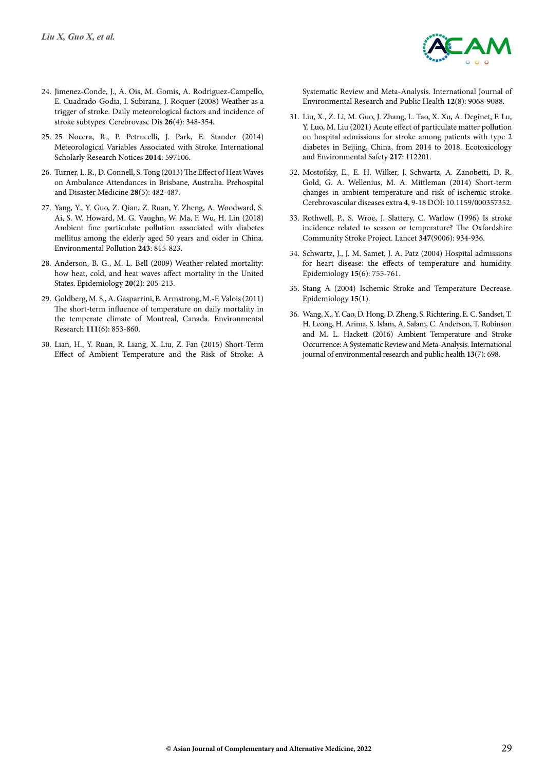24. Jimenez-Conde, J., A. Ois, M. Gomis, A. Rodriguez-Campello, E. Cuadrado-Godia, I. Subirana, J. Roquer (2008) Weather as a trigger of stroke. Daily meteorological factors and incidence of stroke subtypes. Cerebrovasc Dis **26**(4): 348-354.

25. 25 Nocera, R., P. Petrucelli, J. Park, E. Stander (2014) Meteorological Variables Associated with Stroke. International Scholarly Research Notices **2014**: 597106.

26. Turner, L. R., D. Connell, S. Tong (2013) The Effect of Heat Waves on Ambulance Attendances in Brisbane, Australia. Prehospital and Disaster Medicine **28**(5): 482-487.

27. Yang, Y., Y. Guo, Z. Qian, Z. Ruan, Y. Zheng, A. Woodward, S. Ai, S. W. Howard, M. G. Vaughn, W. Ma, F. Wu, H. Lin (2018) Ambient fine particulate pollution associated with diabetes mellitus among the elderly aged 50 years and older in China. Environmental Pollution **243**: 815-823.

28. Anderson, B. G., M. L. Bell (2009) Weather-related mortality: how heat, cold, and heat waves affect mortality in the United States. Epidemiology **20**(2): 205-213.

29. Goldberg, M. S., A. Gasparrini, B. Armstrong, M.-F. Valois (2011) The short-term influence of temperature on daily mortality in the temperate climate of Montreal, Canada. Environmental Research **111**(6): 853-860.

30. Lian, H., Y. Ruan, R. Liang, X. Liu, Z. Fan (2015) Short-Term Effect of Ambient Temperature and the Risk of Stroke: A Systematic Review and Meta-Analysis. International Journal of Environmental Research and Public Health **12**(8): 9068-9088.

31. Liu, X., Z. Li, M. Guo, J. Zhang, L. Tao, X. Xu, A. Deginet, F. Lu, Y. Luo, M. Liu (2021) Acute effect of particulate matter pollution on hospital admissions for stroke among patients with type 2 diabetes in Beijing, China, from 2014 to 2018. Ecotoxicology and Environmental Safety **217**: 112201.

32. Mostofsky, E., E. H. Wilker, J. Schwartz, A. Zanobetti, D. R. Gold, G. A. Wellenius, M. A. Mittleman (2014) Short-term changes in ambient temperature and risk of ischemic stroke. Cerebrovascular diseases extra **4**, 9-18 DOI: 10.1159/000357352.

33. Rothwell, P., S. Wroe, J. Slattery, C. Warlow (1996) Is stroke incidence related to season or temperature? The Oxfordshire Community Stroke Project. Lancet **347**(9006): 934-936.

34. Schwartz, J., J. M. Samet, J. A. Patz (2004) Hospital admissions for heart disease: the effects of temperature and humidity. Epidemiology **15**(6): 755-761.

35. Stang A (2004) Ischemic Stroke and Temperature Decrease. Epidemiology **15**(1).

36. Wang, X., Y. Cao, D. Hong, D. Zheng, S. Richtering, E. C. Sandset, T. H. Leong, H. Arima, S. Islam, A. Salam, C. Anderson, T. Robinson and M. L. Hackett (2016) Ambient Temperature and Stroke Occurrence: A Systematic Review and Meta-Analysis. International journal of environmental research and public health **13**(7): 698.